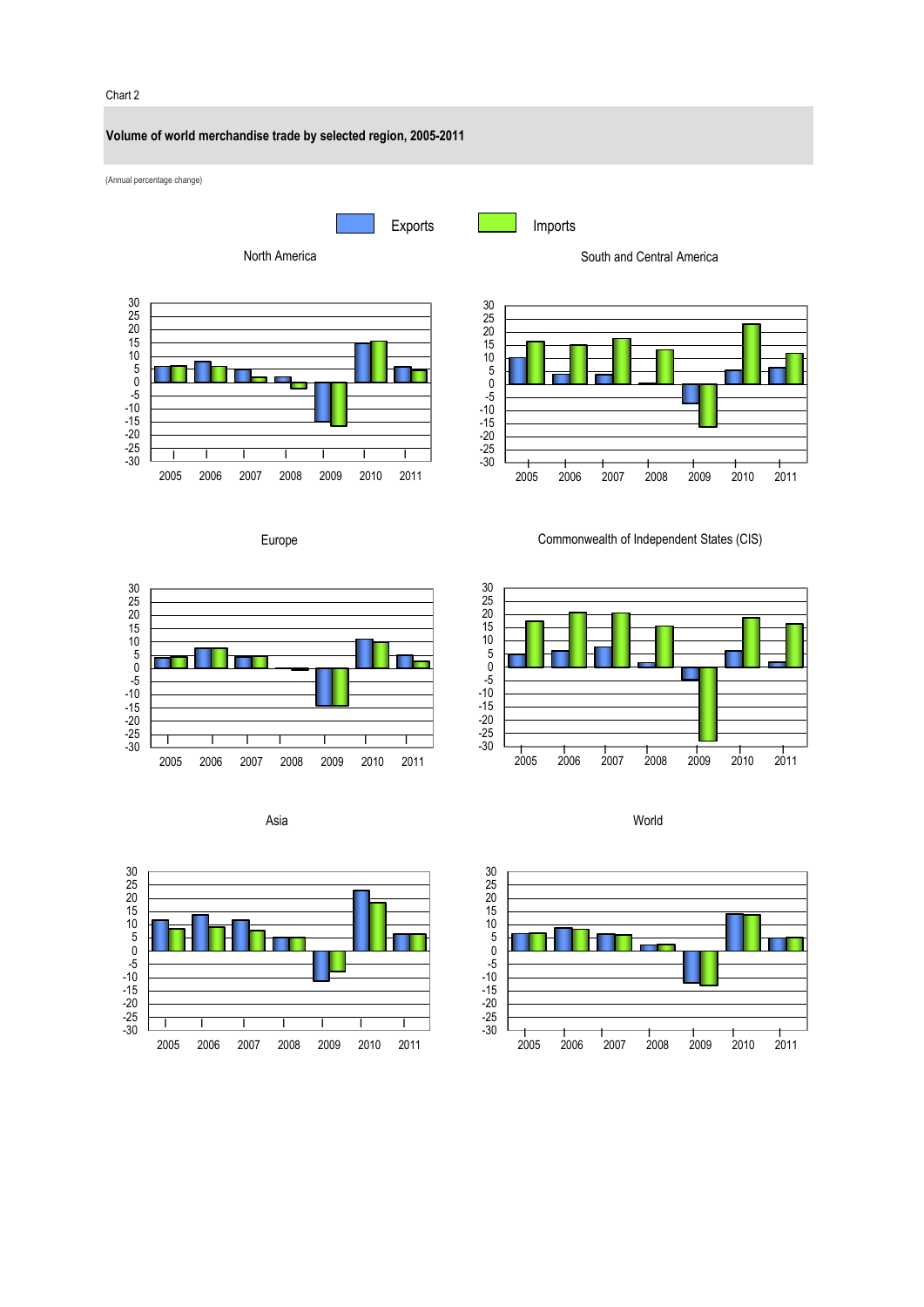Chart 2

**Volume of world merchandise trade by selected region, 2005-2011**

(Annual percentage change)

Exports | Imports

North America

South and Central America

Europe

Commonwealth of Independent States (CIS)

Asia

World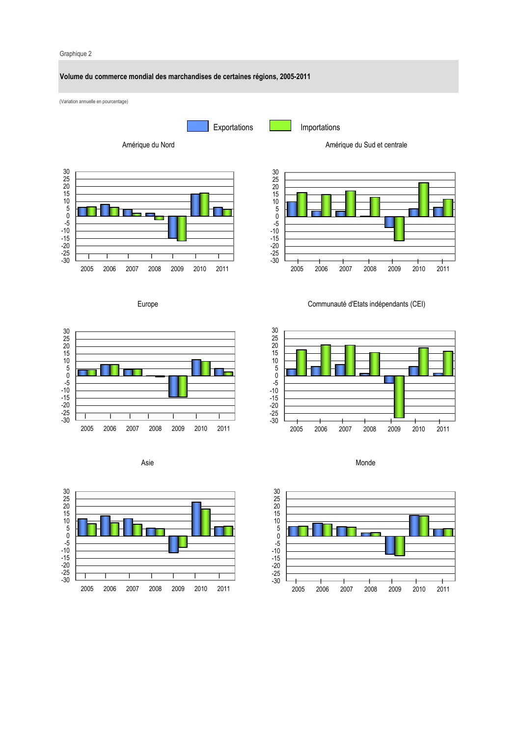Graphique 2

**Volume du commerce mondial des marchandises de certaines régions, 2005-2011**

(Variation annuelle en pourcentage)

Exportations   Importations

Amérique du Nord

Amérique du Sud et centrale

Europe

Communauté d'Etats indépendants (CEI)

Asie

Monde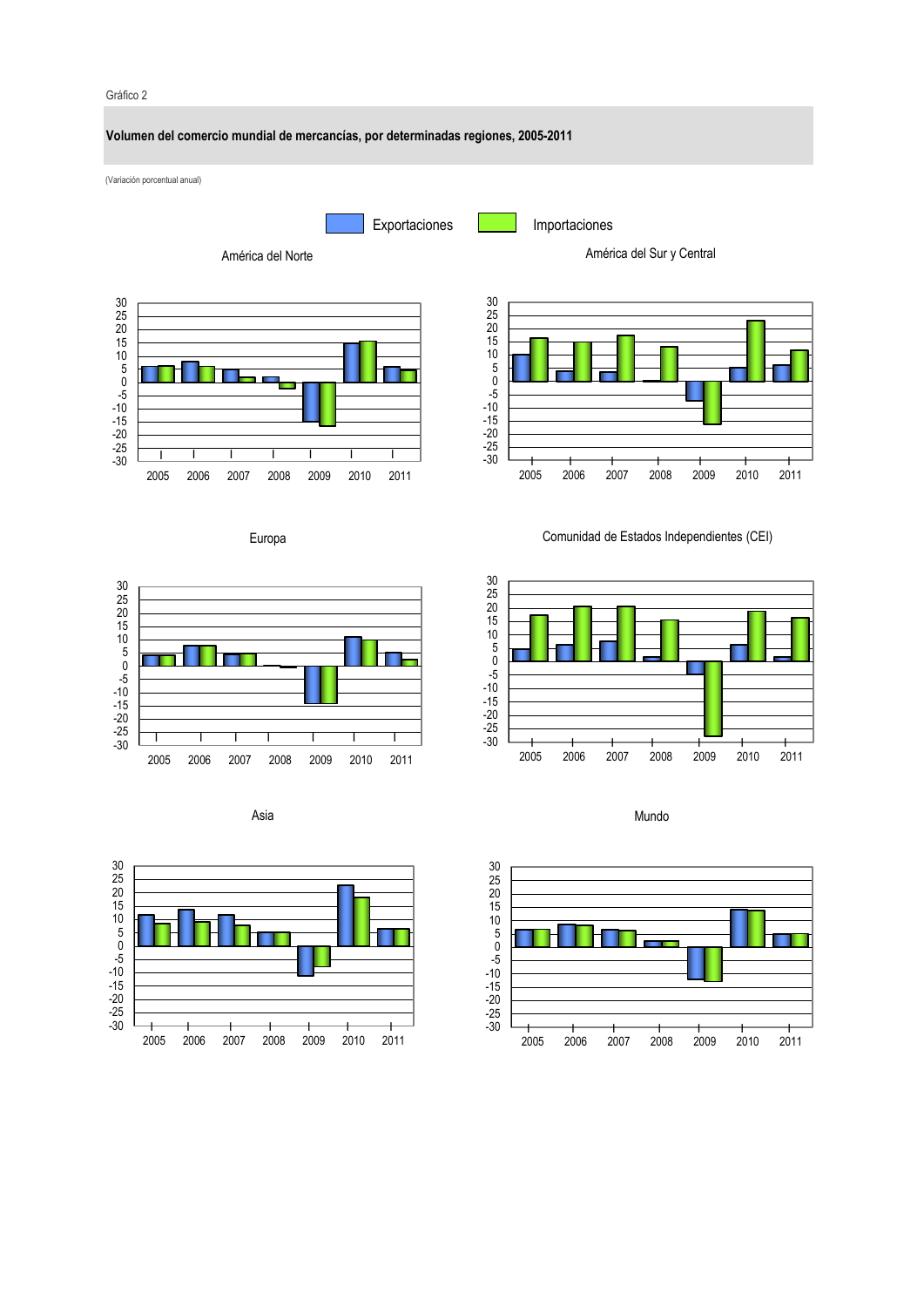Gráfico 2

**Volumen del comercio mundial de mercancías, por determinadas regiones, 2005-2011**

(Variación porcentual anual)

Exportaciones Importaciones

América del Norte

América del Sur y Central

Europa

Comunidad de Estados Independientes (CEI)

Asia

Mundo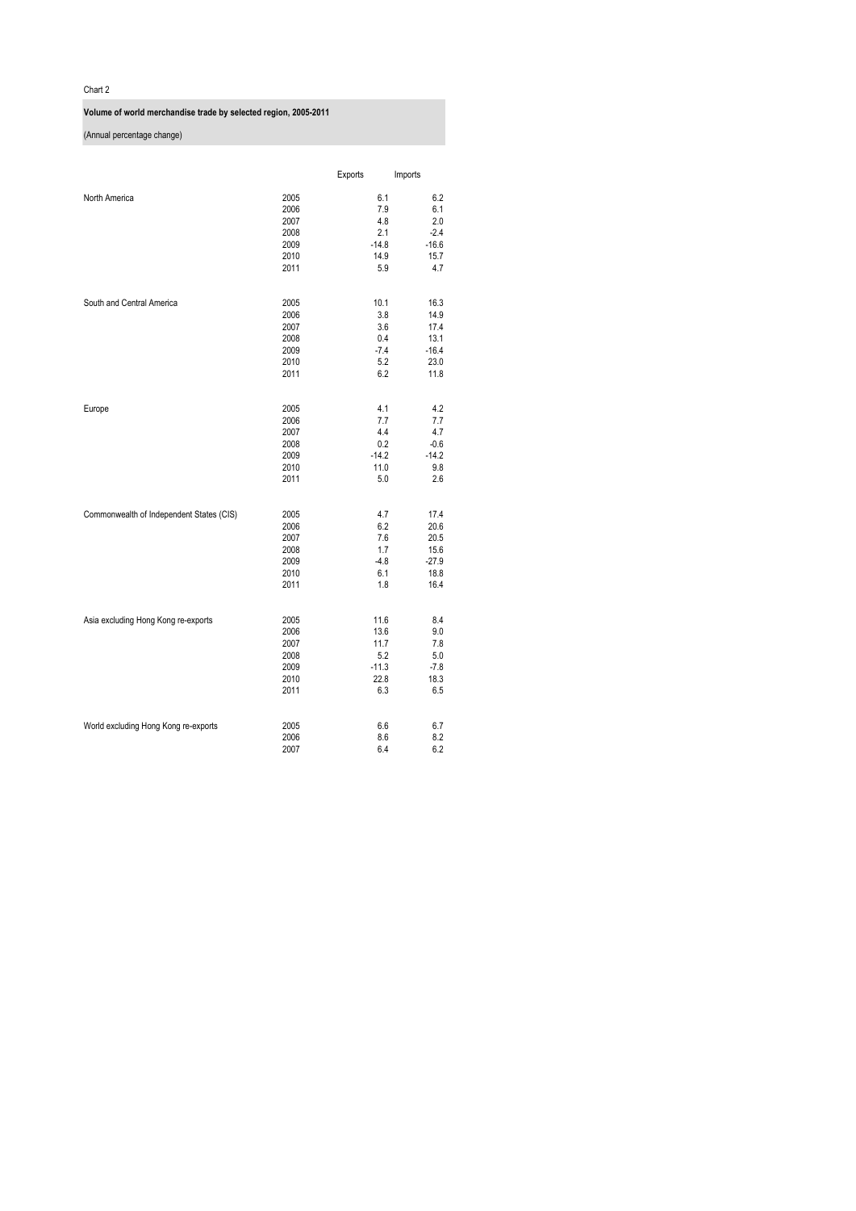Chart 2

**Volume of world merchandise trade by selected region, 2005-2011**

(Annual percentage change)

| | | Exports | Imports |
|---|---|---|---|
| North America | 2005 | 6.1 | 6.2 |
| | 2006 | 7.9 | 6.1 |
| | 2007 | 4.8 | 2.0 |
| | 2008 | 2.1 | -2.4 |
| | 2009 | -14.8 | -16.6 |
| | 2010 | 14.9 | 15.7 |
| | 2011 | 5.9 | 4.7 |
| South and Central America | 2005 | 10.1 | 16.3 |
| | 2006 | 3.8 | 14.9 |
| | 2007 | 3.6 | 17.4 |
| | 2008 | 0.4 | 13.1 |
| | 2009 | -7.4 | -16.4 |
| | 2010 | 5.2 | 23.0 |
| | 2011 | 6.2 | 11.8 |
| Europe | 2005 | 4.1 | 4.2 |
| | 2006 | 7.7 | 7.7 |
| | 2007 | 4.4 | 4.7 |
| | 2008 | 0.2 | -0.6 |
| | 2009 | -14.2 | -14.2 |
| | 2010 | 11.0 | 9.8 |
| | 2011 | 5.0 | 2.6 |
| Commonwealth of Independent States (CIS) | 2005 | 4.7 | 17.4 |
| | 2006 | 6.2 | 20.6 |
| | 2007 | 7.6 | 20.5 |
| | 2008 | 1.7 | 15.6 |
| | 2009 | -4.8 | -27.9 |
| | 2010 | 6.1 | 18.8 |
| | 2011 | 1.8 | 16.4 |
| Asia excluding Hong Kong re-exports | 2005 | 11.6 | 8.4 |
| | 2006 | 13.6 | 9.0 |
| | 2007 | 11.7 | 7.8 |
| | 2008 | 5.2 | 5.0 |
| | 2009 | -11.3 | -7.8 |
| | 2010 | 22.8 | 18.3 |
| | 2011 | 6.3 | 6.5 |
| World excluding Hong Kong re-exports | 2005 | 6.6 | 6.7 |
| | 2006 | 8.6 | 8.2 |
| | 2007 | 6.4 | 6.2 |